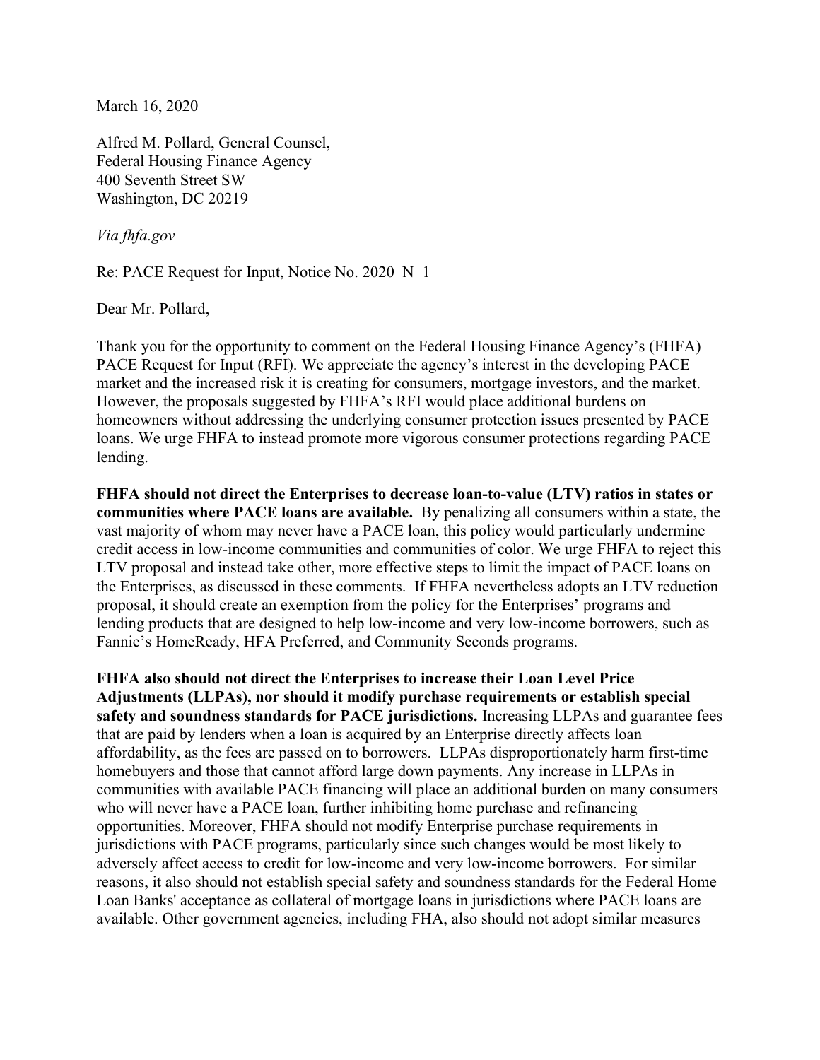March 16, 2020

Alfred M. Pollard, General Counsel,
Federal Housing Finance Agency
400 Seventh Street SW
Washington, DC 20219

*Via fhfa.gov*

Re: PACE Request for Input, Notice No. 2020–N–1

Dear Mr. Pollard,

Thank you for the opportunity to comment on the Federal Housing Finance Agency's (FHFA) PACE Request for Input (RFI). We appreciate the agency's interest in the developing PACE market and the increased risk it is creating for consumers, mortgage investors, and the market. However, the proposals suggested by FHFA's RFI would place additional burdens on homeowners without addressing the underlying consumer protection issues presented by PACE loans. We urge FHFA to instead promote more vigorous consumer protections regarding PACE lending.

**FHFA should not direct the Enterprises to decrease loan-to-value (LTV) ratios in states or communities where PACE loans are available.** By penalizing all consumers within a state, the vast majority of whom may never have a PACE loan, this policy would particularly undermine credit access in low-income communities and communities of color. We urge FHFA to reject this LTV proposal and instead take other, more effective steps to limit the impact of PACE loans on the Enterprises, as discussed in these comments. If FHFA nevertheless adopts an LTV reduction proposal, it should create an exemption from the policy for the Enterprises' programs and lending products that are designed to help low-income and very low-income borrowers, such as Fannie's HomeReady, HFA Preferred, and Community Seconds programs.

**FHFA also should not direct the Enterprises to increase their Loan Level Price Adjustments (LLPAs), nor should it modify purchase requirements or establish special safety and soundness standards for PACE jurisdictions.** Increasing LLPAs and guarantee fees that are paid by lenders when a loan is acquired by an Enterprise directly affects loan affordability, as the fees are passed on to borrowers. LLPAs disproportionately harm first-time homebuyers and those that cannot afford large down payments. Any increase in LLPAs in communities with available PACE financing will place an additional burden on many consumers who will never have a PACE loan, further inhibiting home purchase and refinancing opportunities. Moreover, FHFA should not modify Enterprise purchase requirements in jurisdictions with PACE programs, particularly since such changes would be most likely to adversely affect access to credit for low-income and very low-income borrowers. For similar reasons, it also should not establish special safety and soundness standards for the Federal Home Loan Banks' acceptance as collateral of mortgage loans in jurisdictions where PACE loans are available. Other government agencies, including FHA, also should not adopt similar measures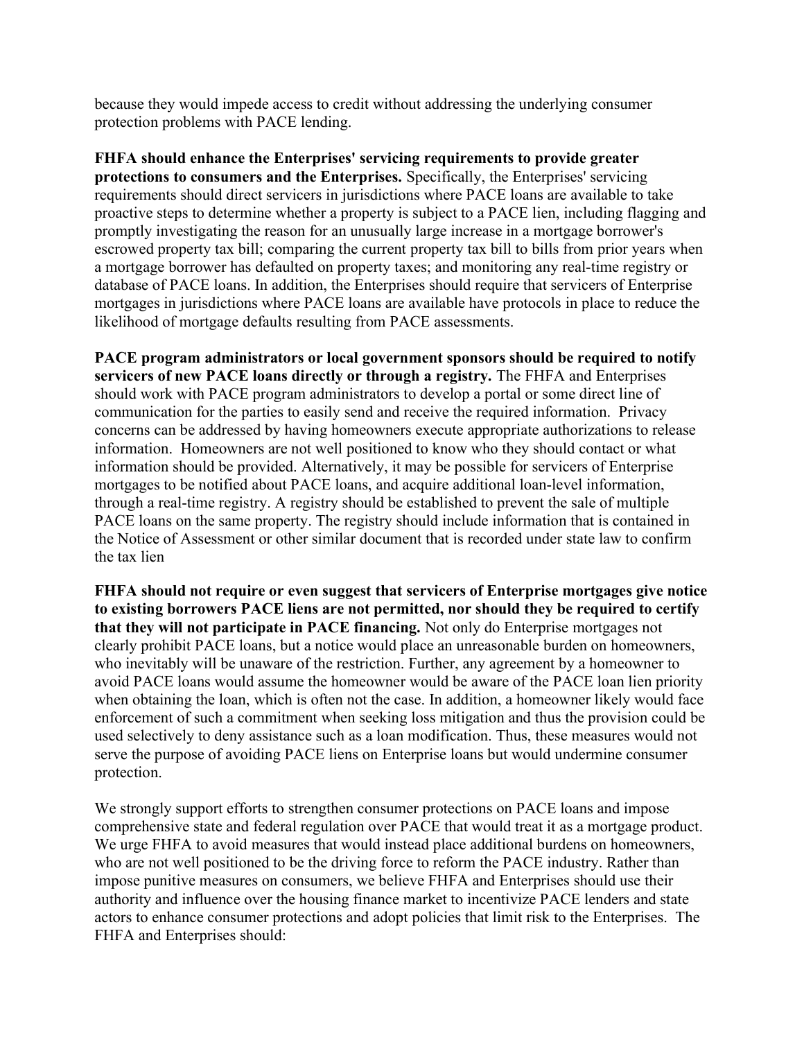because they would impede access to credit without addressing the underlying consumer protection problems with PACE lending.

**FHFA should enhance the Enterprises' servicing requirements to provide greater protections to consumers and the Enterprises.** Specifically, the Enterprises' servicing requirements should direct servicers in jurisdictions where PACE loans are available to take proactive steps to determine whether a property is subject to a PACE lien, including flagging and promptly investigating the reason for an unusually large increase in a mortgage borrower's escrowed property tax bill; comparing the current property tax bill to bills from prior years when a mortgage borrower has defaulted on property taxes; and monitoring any real-time registry or database of PACE loans. In addition, the Enterprises should require that servicers of Enterprise mortgages in jurisdictions where PACE loans are available have protocols in place to reduce the likelihood of mortgage defaults resulting from PACE assessments.

**PACE program administrators or local government sponsors should be required to notify servicers of new PACE loans directly or through a registry.** The FHFA and Enterprises should work with PACE program administrators to develop a portal or some direct line of communication for the parties to easily send and receive the required information. Privacy concerns can be addressed by having homeowners execute appropriate authorizations to release information. Homeowners are not well positioned to know who they should contact or what information should be provided. Alternatively, it may be possible for servicers of Enterprise mortgages to be notified about PACE loans, and acquire additional loan-level information, through a real-time registry. A registry should be established to prevent the sale of multiple PACE loans on the same property. The registry should include information that is contained in the Notice of Assessment or other similar document that is recorded under state law to confirm the tax lien

**FHFA should not require or even suggest that servicers of Enterprise mortgages give notice to existing borrowers PACE liens are not permitted, nor should they be required to certify that they will not participate in PACE financing.** Not only do Enterprise mortgages not clearly prohibit PACE loans, but a notice would place an unreasonable burden on homeowners, who inevitably will be unaware of the restriction. Further, any agreement by a homeowner to avoid PACE loans would assume the homeowner would be aware of the PACE loan lien priority when obtaining the loan, which is often not the case. In addition, a homeowner likely would face enforcement of such a commitment when seeking loss mitigation and thus the provision could be used selectively to deny assistance such as a loan modification. Thus, these measures would not serve the purpose of avoiding PACE liens on Enterprise loans but would undermine consumer protection.

We strongly support efforts to strengthen consumer protections on PACE loans and impose comprehensive state and federal regulation over PACE that would treat it as a mortgage product. We urge FHFA to avoid measures that would instead place additional burdens on homeowners, who are not well positioned to be the driving force to reform the PACE industry. Rather than impose punitive measures on consumers, we believe FHFA and Enterprises should use their authority and influence over the housing finance market to incentivize PACE lenders and state actors to enhance consumer protections and adopt policies that limit risk to the Enterprises. The FHFA and Enterprises should: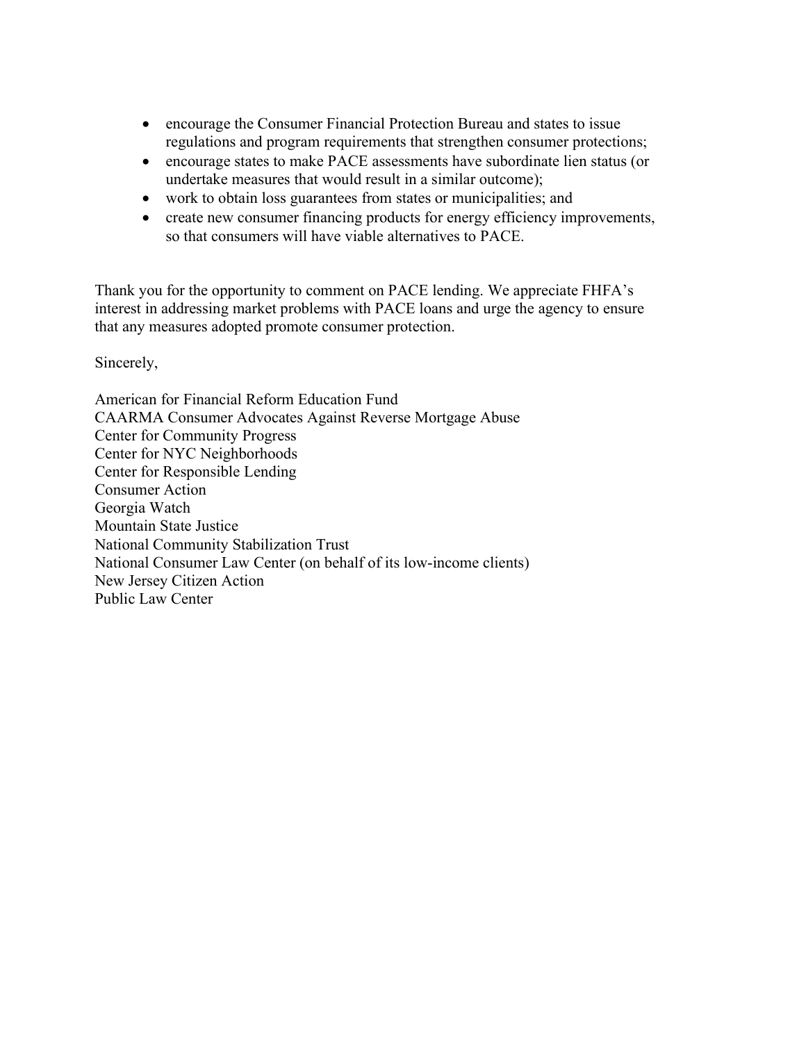- encourage the Consumer Financial Protection Bureau and states to issue regulations and program requirements that strengthen consumer protections;
- encourage states to make PACE assessments have subordinate lien status (or undertake measures that would result in a similar outcome);
- work to obtain loss guarantees from states or municipalities; and
- create new consumer financing products for energy efficiency improvements, so that consumers will have viable alternatives to PACE.

Thank you for the opportunity to comment on PACE lending. We appreciate FHFA's interest in addressing market problems with PACE loans and urge the agency to ensure that any measures adopted promote consumer protection.

Sincerely,

American for Financial Reform Education Fund
CAARMA Consumer Advocates Against Reverse Mortgage Abuse
Center for Community Progress
Center for NYC Neighborhoods
Center for Responsible Lending
Consumer Action
Georgia Watch
Mountain State Justice
National Community Stabilization Trust
National Consumer Law Center (on behalf of its low-income clients)
New Jersey Citizen Action
Public Law Center